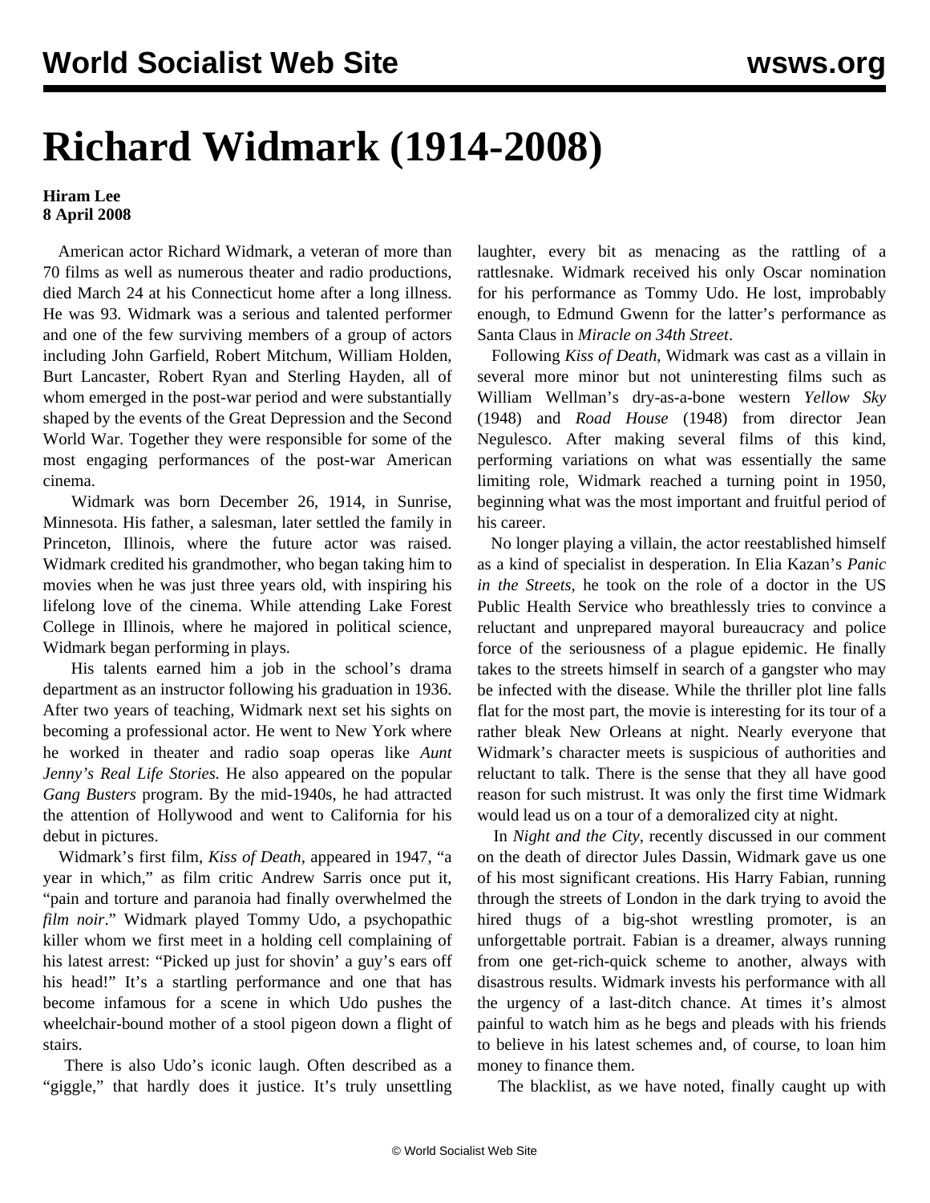# Richard Widmark (1914-2008)

**Hiram Lee**
**8 April 2008**

American actor Richard Widmark, a veteran of more than 70 films as well as numerous theater and radio productions, died March 24 at his Connecticut home after a long illness. He was 93. Widmark was a serious and talented performer and one of the few surviving members of a group of actors including John Garfield, Robert Mitchum, William Holden, Burt Lancaster, Robert Ryan and Sterling Hayden, all of whom emerged in the post-war period and were substantially shaped by the events of the Great Depression and the Second World War. Together they were responsible for some of the most engaging performances of the post-war American cinema.

Widmark was born December 26, 1914, in Sunrise, Minnesota. His father, a salesman, later settled the family in Princeton, Illinois, where the future actor was raised. Widmark credited his grandmother, who began taking him to movies when he was just three years old, with inspiring his lifelong love of the cinema. While attending Lake Forest College in Illinois, where he majored in political science, Widmark began performing in plays.

His talents earned him a job in the school's drama department as an instructor following his graduation in 1936. After two years of teaching, Widmark next set his sights on becoming a professional actor. He went to New York where he worked in theater and radio soap operas like *Aunt Jenny's Real Life Stories.* He also appeared on the popular *Gang Busters* program. By the mid-1940s, he had attracted the attention of Hollywood and went to California for his debut in pictures.

Widmark's first film, *Kiss of Death*, appeared in 1947, "a year in which," as film critic Andrew Sarris once put it, "pain and torture and paranoia had finally overwhelmed the *film noir*." Widmark played Tommy Udo, a psychopathic killer whom we first meet in a holding cell complaining of his latest arrest: "Picked up just for shovin' a guy's ears off his head!" It's a startling performance and one that has become infamous for a scene in which Udo pushes the wheelchair-bound mother of a stool pigeon down a flight of stairs.

There is also Udo's iconic laugh. Often described as a "giggle," that hardly does it justice. It's truly unsettling laughter, every bit as menacing as the rattling of a rattlesnake. Widmark received his only Oscar nomination for his performance as Tommy Udo. He lost, improbably enough, to Edmund Gwenn for the latter's performance as Santa Claus in *Miracle on 34th Street*.

Following *Kiss of Death*, Widmark was cast as a villain in several more minor but not uninteresting films such as William Wellman's dry-as-a-bone western *Yellow Sky* (1948) and *Road House* (1948) from director Jean Negulesco. After making several films of this kind, performing variations on what was essentially the same limiting role, Widmark reached a turning point in 1950, beginning what was the most important and fruitful period of his career.

No longer playing a villain, the actor reestablished himself as a kind of specialist in desperation. In Elia Kazan's *Panic in the Streets*, he took on the role of a doctor in the US Public Health Service who breathlessly tries to convince a reluctant and unprepared mayoral bureaucracy and police force of the seriousness of a plague epidemic. He finally takes to the streets himself in search of a gangster who may be infected with the disease. While the thriller plot line falls flat for the most part, the movie is interesting for its tour of a rather bleak New Orleans at night. Nearly everyone that Widmark's character meets is suspicious of authorities and reluctant to talk. There is the sense that they all have good reason for such mistrust. It was only the first time Widmark would lead us on a tour of a demoralized city at night.

In *Night and the City*, recently discussed in our comment on the death of director Jules Dassin, Widmark gave us one of his most significant creations. His Harry Fabian, running through the streets of London in the dark trying to avoid the hired thugs of a big-shot wrestling promoter, is an unforgettable portrait. Fabian is a dreamer, always running from one get-rich-quick scheme to another, always with disastrous results. Widmark invests his performance with all the urgency of a last-ditch chance. At times it's almost painful to watch him as he begs and pleads with his friends to believe in his latest schemes and, of course, to loan him money to finance them.

The blacklist, as we have noted, finally caught up with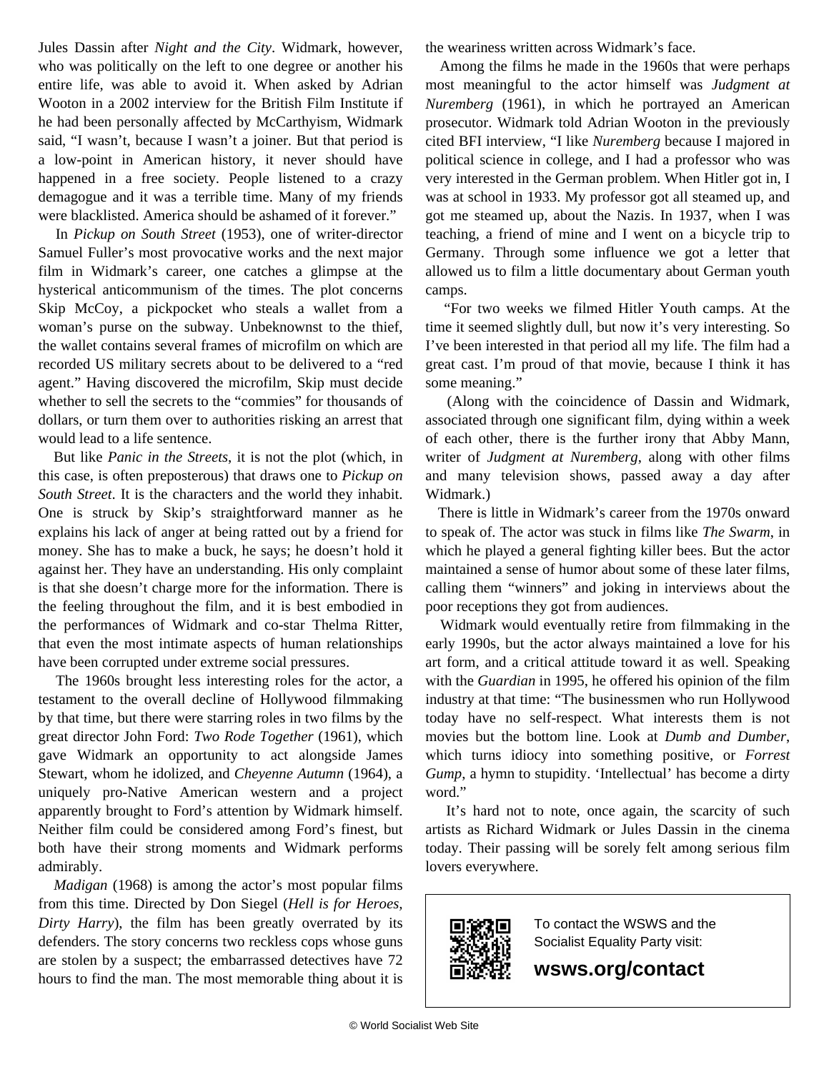Jules Dassin after *Night and the City*. Widmark, however, who was politically on the left to one degree or another his entire life, was able to avoid it. When asked by Adrian Wooton in a 2002 interview for the British Film Institute if he had been personally affected by McCarthyism, Widmark said, "I wasn't, because I wasn't a joiner. But that period is a low-point in American history, it never should have happened in a free society. People listened to a crazy demagogue and it was a terrible time. Many of my friends were blacklisted. America should be ashamed of it forever."

In *Pickup on South Street* (1953), one of writer-director Samuel Fuller's most provocative works and the next major film in Widmark's career, one catches a glimpse at the hysterical anticommunism of the times. The plot concerns Skip McCoy, a pickpocket who steals a wallet from a woman's purse on the subway. Unbeknownst to the thief, the wallet contains several frames of microfilm on which are recorded US military secrets about to be delivered to a "red agent." Having discovered the microfilm, Skip must decide whether to sell the secrets to the "commies" for thousands of dollars, or turn them over to authorities risking an arrest that would lead to a life sentence.

But like *Panic in the Streets*, it is not the plot (which, in this case, is often preposterous) that draws one to *Pickup on South Street*. It is the characters and the world they inhabit. One is struck by Skip's straightforward manner as he explains his lack of anger at being ratted out by a friend for money. She has to make a buck, he says; he doesn't hold it against her. They have an understanding. His only complaint is that she doesn't charge more for the information. There is the feeling throughout the film, and it is best embodied in the performances of Widmark and co-star Thelma Ritter, that even the most intimate aspects of human relationships have been corrupted under extreme social pressures.

The 1960s brought less interesting roles for the actor, a testament to the overall decline of Hollywood filmmaking by that time, but there were starring roles in two films by the great director John Ford: *Two Rode Together* (1961), which gave Widmark an opportunity to act alongside James Stewart, whom he idolized, and *Cheyenne Autumn* (1964), a uniquely pro-Native American western and a project apparently brought to Ford's attention by Widmark himself. Neither film could be considered among Ford's finest, but both have their strong moments and Widmark performs admirably.

*Madigan* (1968) is among the actor's most popular films from this time. Directed by Don Siegel (*Hell is for Heroes, Dirty Harry*), the film has been greatly overrated by its defenders. The story concerns two reckless cops whose guns are stolen by a suspect; the embarrassed detectives have 72 hours to find the man. The most memorable thing about it is the weariness written across Widmark's face.

Among the films he made in the 1960s that were perhaps most meaningful to the actor himself was *Judgment at Nuremberg* (1961), in which he portrayed an American prosecutor. Widmark told Adrian Wooton in the previously cited BFI interview, "I like *Nuremberg* because I majored in political science in college, and I had a professor who was very interested in the German problem. When Hitler got in, I was at school in 1933. My professor got all steamed up, and got me steamed up, about the Nazis. In 1937, when I was teaching, a friend of mine and I went on a bicycle trip to Germany. Through some influence we got a letter that allowed us to film a little documentary about German youth camps.

"For two weeks we filmed Hitler Youth camps. At the time it seemed slightly dull, but now it's very interesting. So I've been interested in that period all my life. The film had a great cast. I'm proud of that movie, because I think it has some meaning."

(Along with the coincidence of Dassin and Widmark, associated through one significant film, dying within a week of each other, there is the further irony that Abby Mann, writer of *Judgment at Nuremberg*, along with other films and many television shows, passed away a day after Widmark.)

There is little in Widmark's career from the 1970s onward to speak of. The actor was stuck in films like *The Swarm*, in which he played a general fighting killer bees. But the actor maintained a sense of humor about some of these later films, calling them "winners" and joking in interviews about the poor receptions they got from audiences.

Widmark would eventually retire from filmmaking in the early 1990s, but the actor always maintained a love for his art form, and a critical attitude toward it as well. Speaking with the *Guardian* in 1995, he offered his opinion of the film industry at that time: "The businessmen who run Hollywood today have no self-respect. What interests them is not movies but the bottom line. Look at *Dumb and Dumber*, which turns idiocy into something positive, or *Forrest Gump*, a hymn to stupidity. 'Intellectual' has become a dirty word."

It's hard not to note, once again, the scarcity of such artists as Richard Widmark or Jules Dassin in the cinema today. Their passing will be sorely felt among serious film lovers everywhere.

To contact the WSWS and the Socialist Equality Party visit:

**wsws.org/contact**